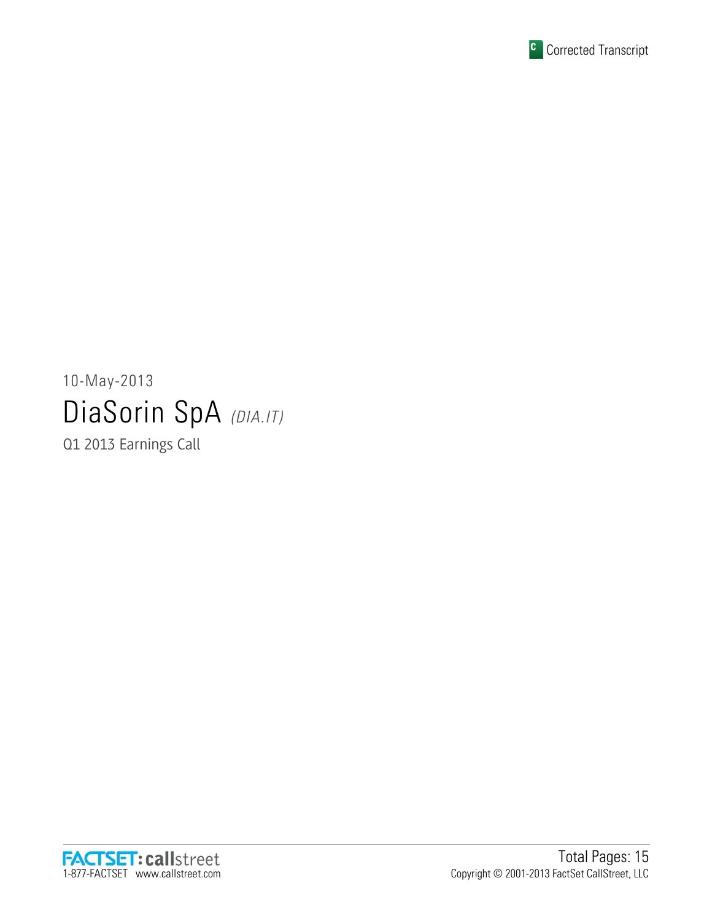Corrected Transcript

10-May-2013

# DiaSorin SpA *(DIA.IT)*

Q1 2013 Earnings Call

FACTSET: callstreet
1-877-FACTSET www.callstreet.com

Total Pages: 15
Copyright © 2001-2013 FactSet CallStreet, LLC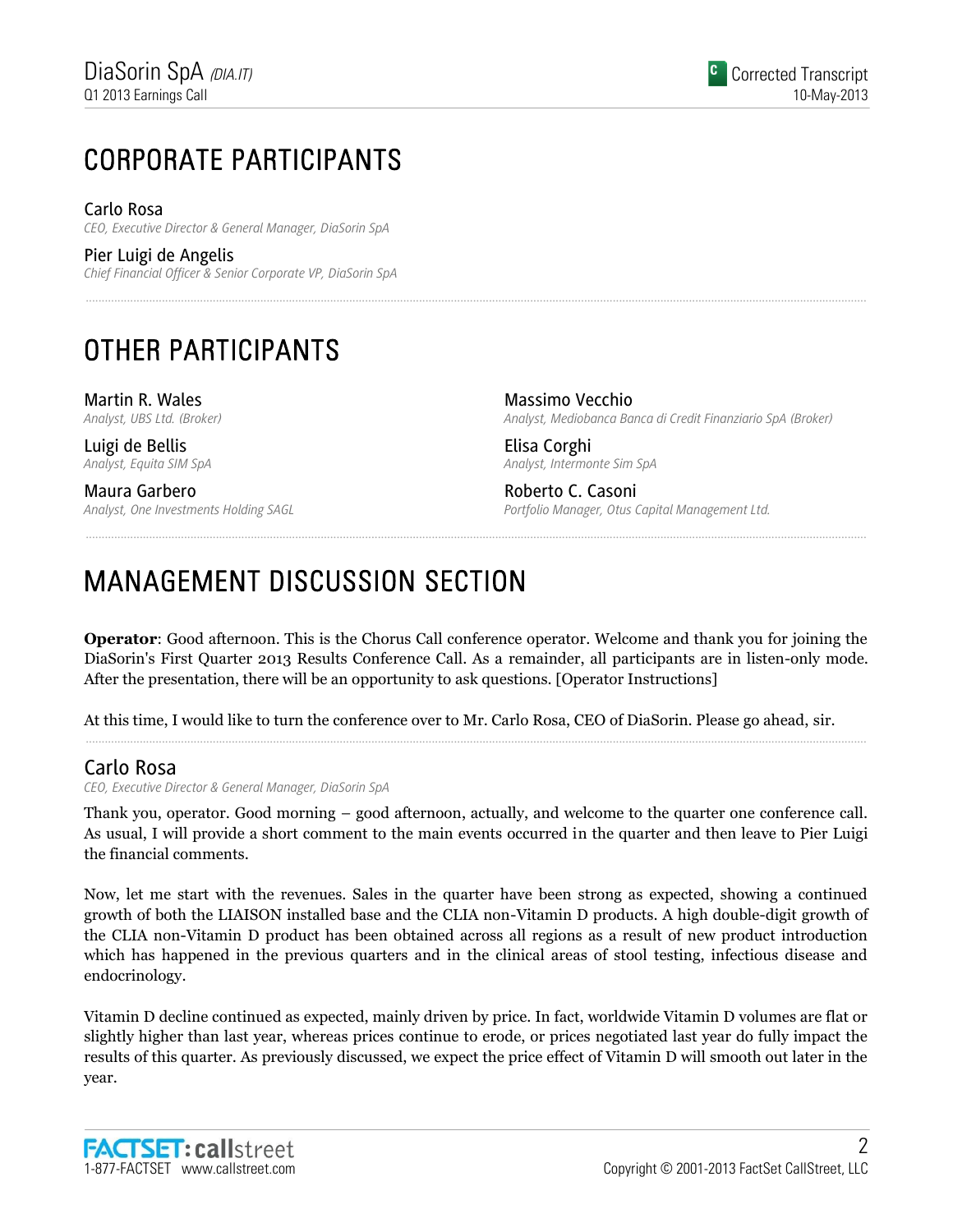# CORPORATE PARTICIPANTS

**Carlo Rosa**
*CEO, Executive Director & General Manager, DiaSorin SpA*

**Pier Luigi de Angelis**
*Chief Financial Officer & Senior Corporate VP, DiaSorin SpA*

# OTHER PARTICIPANTS

**Martin R. Wales**
*Analyst, UBS Ltd. (Broker)*

**Luigi de Bellis**
*Analyst, Equita SIM SpA*

**Maura Garbero**
*Analyst, One Investments Holding SAGL*

**Massimo Vecchio**
*Analyst, Mediobanca Banca di Credit Finanziario SpA (Broker)*

**Elisa Corghi**
*Analyst, Intermonte Sim SpA*

**Roberto C. Casoni**
*Portfolio Manager, Otus Capital Management Ltd.*

# MANAGEMENT DISCUSSION SECTION

**Operator**: Good afternoon. This is the Chorus Call conference operator. Welcome and thank you for joining the DiaSorin's First Quarter 2013 Results Conference Call. As a remainder, all participants are in listen-only mode. After the presentation, there will be an opportunity to ask questions. [Operator Instructions]

At this time, I would like to turn the conference over to Mr. Carlo Rosa, CEO of DiaSorin. Please go ahead, sir.

## Carlo Rosa

*CEO, Executive Director & General Manager, DiaSorin SpA*

Thank you, operator. Good morning – good afternoon, actually, and welcome to the quarter one conference call. As usual, I will provide a short comment to the main events occurred in the quarter and then leave to Pier Luigi the financial comments.

Now, let me start with the revenues. Sales in the quarter have been strong as expected, showing a continued growth of both the LIAISON installed base and the CLIA non-Vitamin D products. A high double-digit growth of the CLIA non-Vitamin D product has been obtained across all regions as a result of new product introduction which has happened in the previous quarters and in the clinical areas of stool testing, infectious disease and endocrinology.

Vitamin D decline continued as expected, mainly driven by price. In fact, worldwide Vitamin D volumes are flat or slightly higher than last year, whereas prices continue to erode, or prices negotiated last year do fully impact the results of this quarter. As previously discussed, we expect the price effect of Vitamin D will smooth out later in the year.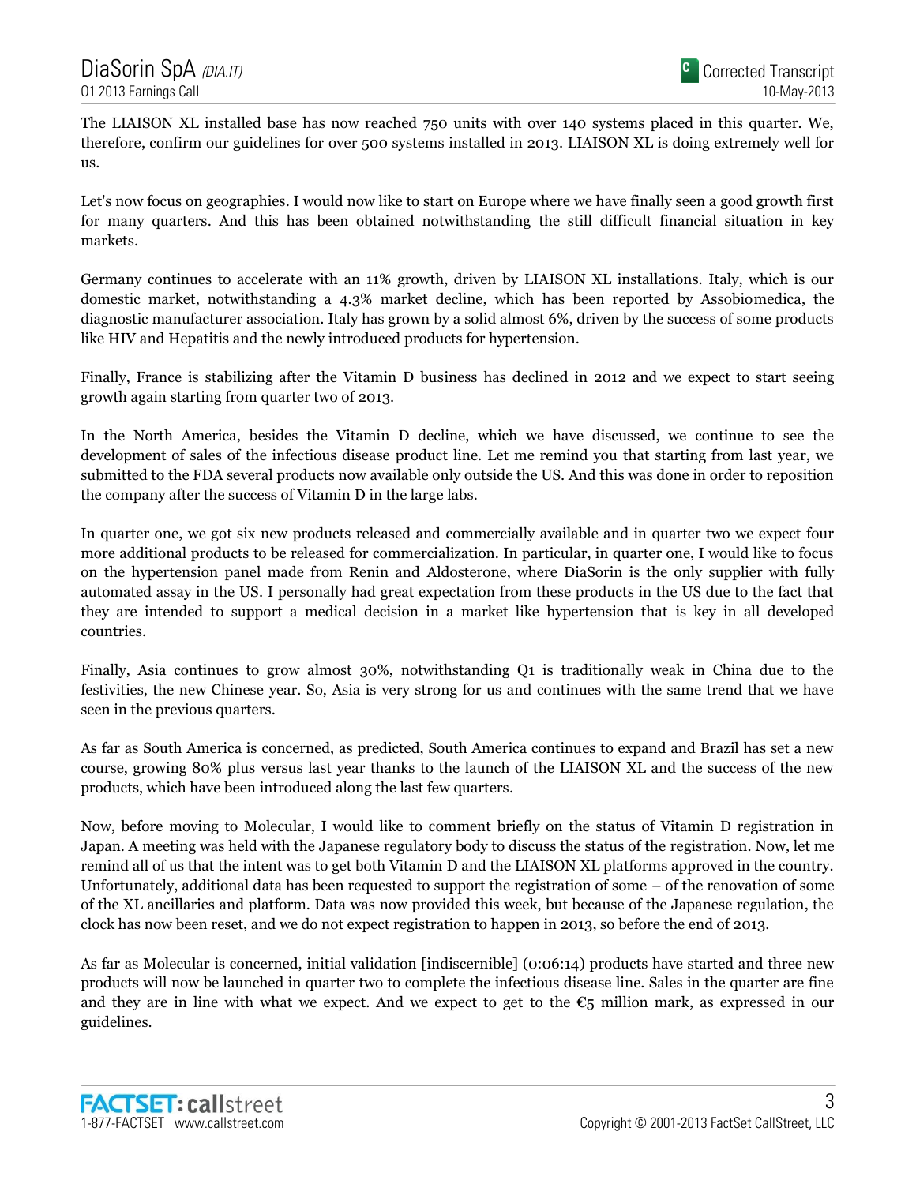The LIAISON XL installed base has now reached 750 units with over 140 systems placed in this quarter. We, therefore, confirm our guidelines for over 500 systems installed in 2013. LIAISON XL is doing extremely well for us.

Let's now focus on geographies. I would now like to start on Europe where we have finally seen a good growth first for many quarters. And this has been obtained notwithstanding the still difficult financial situation in key markets.

Germany continues to accelerate with an 11% growth, driven by LIAISON XL installations. Italy, which is our domestic market, notwithstanding a 4.3% market decline, which has been reported by Assobiomedica, the diagnostic manufacturer association. Italy has grown by a solid almost 6%, driven by the success of some products like HIV and Hepatitis and the newly introduced products for hypertension.

Finally, France is stabilizing after the Vitamin D business has declined in 2012 and we expect to start seeing growth again starting from quarter two of 2013.

In the North America, besides the Vitamin D decline, which we have discussed, we continue to see the development of sales of the infectious disease product line. Let me remind you that starting from last year, we submitted to the FDA several products now available only outside the US. And this was done in order to reposition the company after the success of Vitamin D in the large labs.

In quarter one, we got six new products released and commercially available and in quarter two we expect four more additional products to be released for commercialization. In particular, in quarter one, I would like to focus on the hypertension panel made from Renin and Aldosterone, where DiaSorin is the only supplier with fully automated assay in the US. I personally had great expectation from these products in the US due to the fact that they are intended to support a medical decision in a market like hypertension that is key in all developed countries.

Finally, Asia continues to grow almost 30%, notwithstanding Q1 is traditionally weak in China due to the festivities, the new Chinese year. So, Asia is very strong for us and continues with the same trend that we have seen in the previous quarters.

As far as South America is concerned, as predicted, South America continues to expand and Brazil has set a new course, growing 80% plus versus last year thanks to the launch of the LIAISON XL and the success of the new products, which have been introduced along the last few quarters.

Now, before moving to Molecular, I would like to comment briefly on the status of Vitamin D registration in Japan. A meeting was held with the Japanese regulatory body to discuss the status of the registration. Now, let me remind all of us that the intent was to get both Vitamin D and the LIAISON XL platforms approved in the country. Unfortunately, additional data has been requested to support the registration of some – of the renovation of some of the XL ancillaries and platform. Data was now provided this week, but because of the Japanese regulation, the clock has now been reset, and we do not expect registration to happen in 2013, so before the end of 2013.

As far as Molecular is concerned, initial validation [indiscernible] (0:06:14) products have started and three new products will now be launched in quarter two to complete the infectious disease line. Sales in the quarter are fine and they are in line with what we expect. And we expect to get to the €5 million mark, as expressed in our guidelines.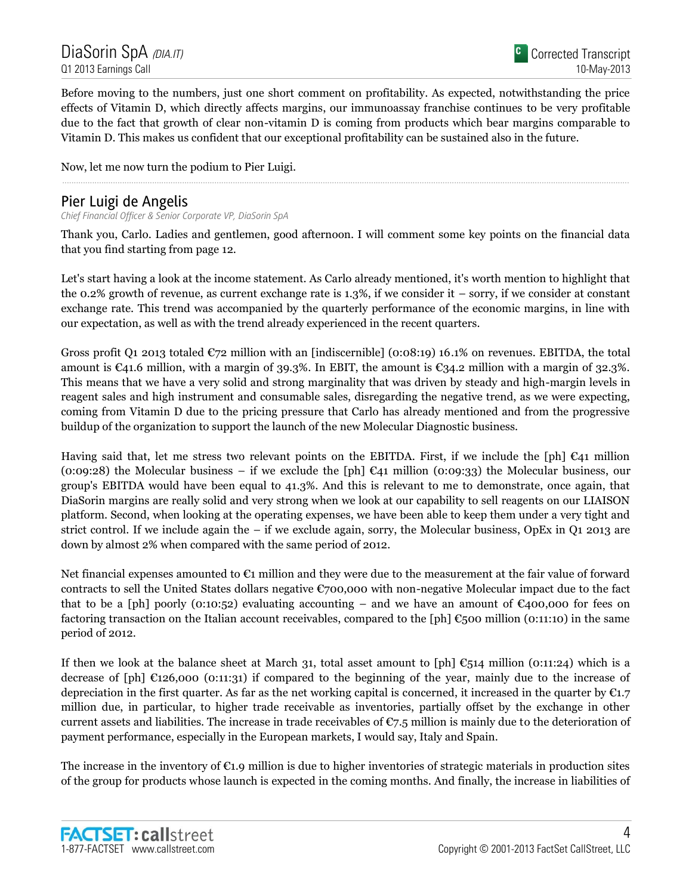Before moving to the numbers, just one short comment on profitability. As expected, notwithstanding the price effects of Vitamin D, which directly affects margins, our immunoassay franchise continues to be very profitable due to the fact that growth of clear non-vitamin D is coming from products which bear margins comparable to Vitamin D. This makes us confident that our exceptional profitability can be sustained also in the future.

Now, let me now turn the podium to Pier Luigi.

## Pier Luigi de Angelis

*Chief Financial Officer & Senior Corporate VP, DiaSorin SpA*

Thank you, Carlo. Ladies and gentlemen, good afternoon. I will comment some key points on the financial data that you find starting from page 12.

Let's start having a look at the income statement. As Carlo already mentioned, it's worth mention to highlight that the 0.2% growth of revenue, as current exchange rate is 1.3%, if we consider it – sorry, if we consider at constant exchange rate. This trend was accompanied by the quarterly performance of the economic margins, in line with our expectation, as well as with the trend already experienced in the recent quarters.

Gross profit Q1 2013 totaled €72 million with an [indiscernible] (0:08:19) 16.1% on revenues. EBITDA, the total amount is €41.6 million, with a margin of 39.3%. In EBIT, the amount is €34.2 million with a margin of 32.3%. This means that we have a very solid and strong marginality that was driven by steady and high-margin levels in reagent sales and high instrument and consumable sales, disregarding the negative trend, as we were expecting, coming from Vitamin D due to the pricing pressure that Carlo has already mentioned and from the progressive buildup of the organization to support the launch of the new Molecular Diagnostic business.

Having said that, let me stress two relevant points on the EBITDA. First, if we include the [ph] €41 million (0:09:28) the Molecular business – if we exclude the [ph] €41 million (0:09:33) the Molecular business, our group's EBITDA would have been equal to 41.3%. And this is relevant to me to demonstrate, once again, that DiaSorin margins are really solid and very strong when we look at our capability to sell reagents on our LIAISON platform. Second, when looking at the operating expenses, we have been able to keep them under a very tight and strict control. If we include again the – if we exclude again, sorry, the Molecular business, OpEx in Q1 2013 are down by almost 2% when compared with the same period of 2012.

Net financial expenses amounted to €1 million and they were due to the measurement at the fair value of forward contracts to sell the United States dollars negative €700,000 with non-negative Molecular impact due to the fact that to be a [ph] poorly (0:10:52) evaluating accounting – and we have an amount of €400,000 for fees on factoring transaction on the Italian account receivables, compared to the [ph] €500 million (0:11:10) in the same period of 2012.

If then we look at the balance sheet at March 31, total asset amount to [ph] €514 million (0:11:24) which is a decrease of [ph] €126,000 (0:11:31) if compared to the beginning of the year, mainly due to the increase of depreciation in the first quarter. As far as the net working capital is concerned, it increased in the quarter by €1.7 million due, in particular, to higher trade receivable as inventories, partially offset by the exchange in other current assets and liabilities. The increase in trade receivables of €7.5 million is mainly due to the deterioration of payment performance, especially in the European markets, I would say, Italy and Spain.

The increase in the inventory of €1.9 million is due to higher inventories of strategic materials in production sites of the group for products whose launch is expected in the coming months. And finally, the increase in liabilities of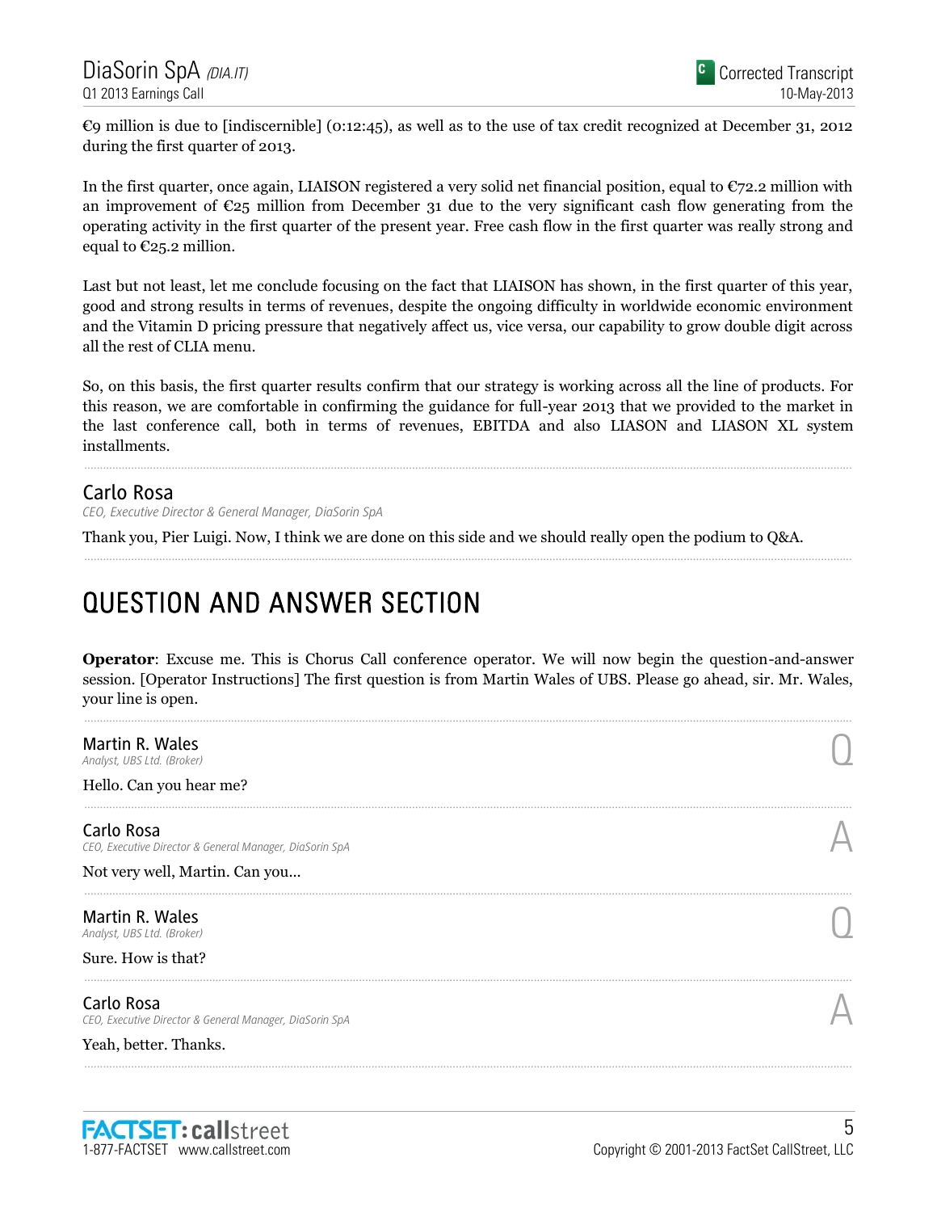€9 million is due to [indiscernible] (0:12:45), as well as to the use of tax credit recognized at December 31, 2012 during the first quarter of 2013.

In the first quarter, once again, LIAISON registered a very solid net financial position, equal to €72.2 million with an improvement of €25 million from December 31 due to the very significant cash flow generating from the operating activity in the first quarter of the present year. Free cash flow in the first quarter was really strong and equal to €25.2 million.

Last but not least, let me conclude focusing on the fact that LIAISON has shown, in the first quarter of this year, good and strong results in terms of revenues, despite the ongoing difficulty in worldwide economic environment and the Vitamin D pricing pressure that negatively affect us, vice versa, our capability to grow double digit across all the rest of CLIA menu.

So, on this basis, the first quarter results confirm that our strategy is working across all the line of products. For this reason, we are comfortable in confirming the guidance for full-year 2013 that we provided to the market in the last conference call, both in terms of revenues, EBITDA and also LIASON and LIASON XL system installments.

---

**Carlo Rosa**
*CEO, Executive Director & General Manager, DiaSorin SpA*

Thank you, Pier Luigi. Now, I think we are done on this side and we should really open the podium to Q&A.

---

# QUESTION AND ANSWER SECTION

**Operator**: Excuse me. This is Chorus Call conference operator. We will now begin the question-and-answer session. [Operator Instructions] The first question is from Martin Wales of UBS. Please go ahead, sir. Mr. Wales, your line is open.

---

**Martin R. Wales** — Q
*Analyst, UBS Ltd. (Broker)*

Hello. Can you hear me?

---

**Carlo Rosa** — A
*CEO, Executive Director & General Manager, DiaSorin SpA*

Not very well, Martin. Can you...

---

**Martin R. Wales** — Q
*Analyst, UBS Ltd. (Broker)*

Sure. How is that?

---

**Carlo Rosa** — A
*CEO, Executive Director & General Manager, DiaSorin SpA*

Yeah, better. Thanks.

---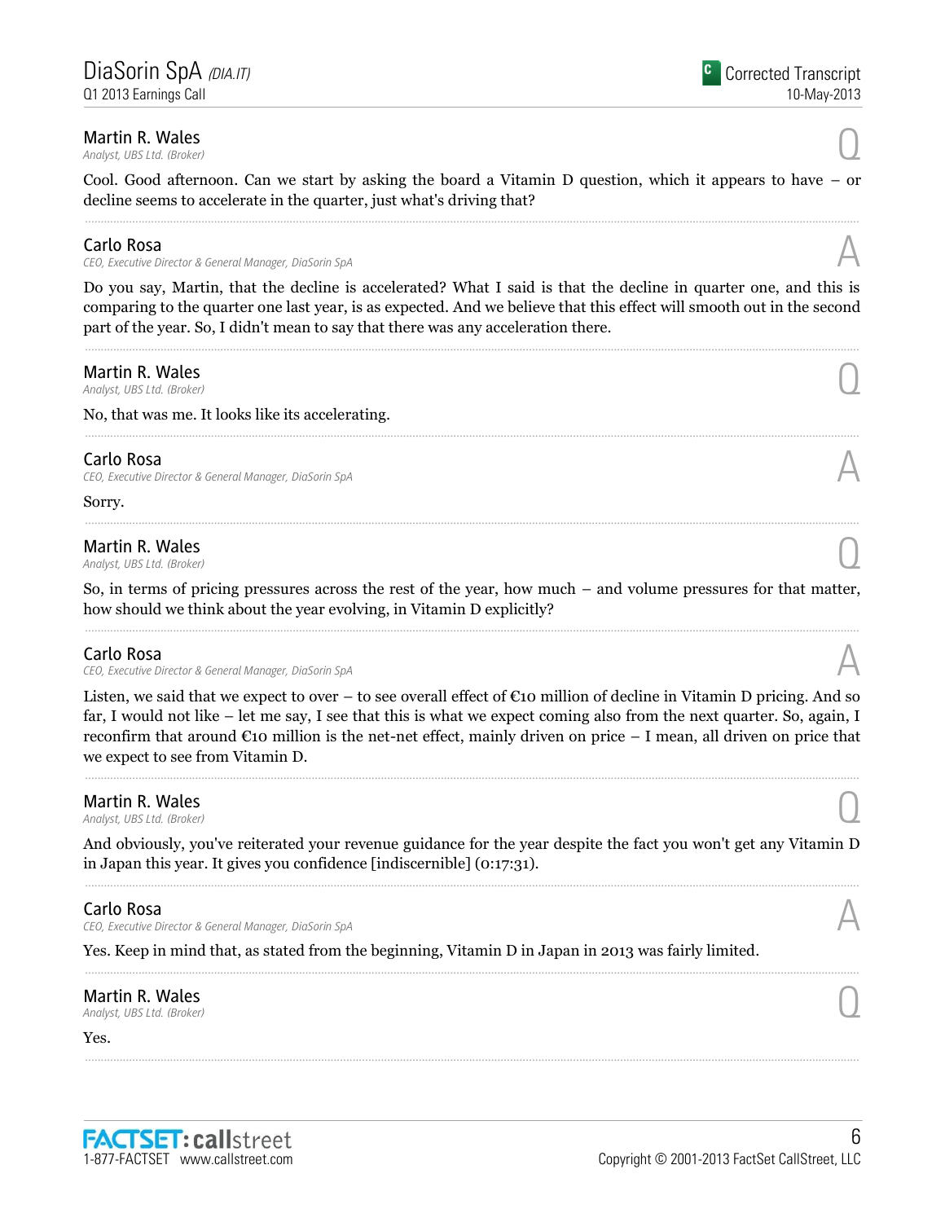**Martin R. Wales**
*Analyst, UBS Ltd. (Broker)*

Q

Cool. Good afternoon. Can we start by asking the board a Vitamin D question, which it appears to have – or decline seems to accelerate in the quarter, just what's driving that?

---

**Carlo Rosa**
*CEO, Executive Director & General Manager, DiaSorin SpA*

A

Do you say, Martin, that the decline is accelerated? What I said is that the decline in quarter one, and this is comparing to the quarter one last year, is as expected. And we believe that this effect will smooth out in the second part of the year. So, I didn't mean to say that there was any acceleration there.

---

**Martin R. Wales**
*Analyst, UBS Ltd. (Broker)*

Q

No, that was me. It looks like its accelerating.

---

**Carlo Rosa**
*CEO, Executive Director & General Manager, DiaSorin SpA*

A

Sorry.

---

**Martin R. Wales**
*Analyst, UBS Ltd. (Broker)*

Q

So, in terms of pricing pressures across the rest of the year, how much – and volume pressures for that matter, how should we think about the year evolving, in Vitamin D explicitly?

---

**Carlo Rosa**
*CEO, Executive Director & General Manager, DiaSorin SpA*

A

Listen, we said that we expect to over – to see overall effect of €10 million of decline in Vitamin D pricing. And so far, I would not like – let me say, I see that this is what we expect coming also from the next quarter. So, again, I reconfirm that around €10 million is the net-net effect, mainly driven on price – I mean, all driven on price that we expect to see from Vitamin D.

---

**Martin R. Wales**
*Analyst, UBS Ltd. (Broker)*

Q

And obviously, you've reiterated your revenue guidance for the year despite the fact you won't get any Vitamin D in Japan this year. It gives you confidence [indiscernible] (0:17:31).

---

**Carlo Rosa**
*CEO, Executive Director & General Manager, DiaSorin SpA*

A

Yes. Keep in mind that, as stated from the beginning, Vitamin D in Japan in 2013 was fairly limited.

---

**Martin R. Wales**
*Analyst, UBS Ltd. (Broker)*

Q

Yes.

---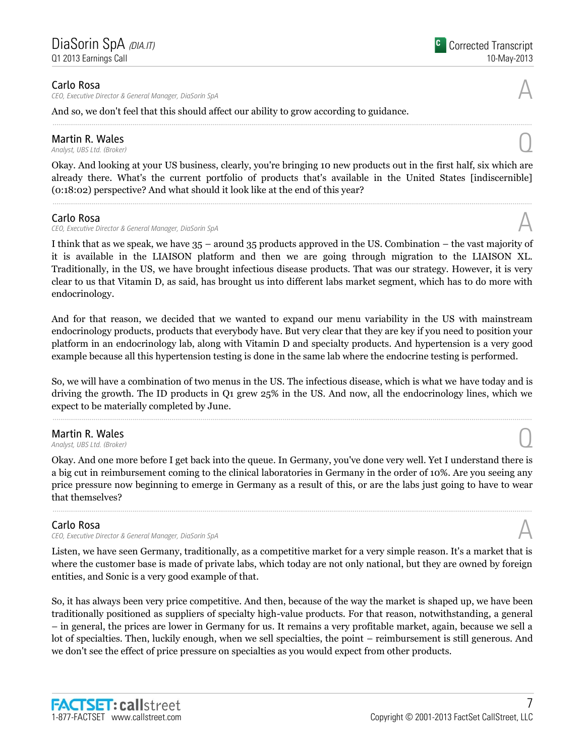**Carlo Rosa**
*CEO, Executive Director & General Manager, DiaSorin SpA*

A

And so, we don't feel that this should affect our ability to grow according to guidance.

---

**Martin R. Wales**
*Analyst, UBS Ltd. (Broker)*

Q

Okay. And looking at your US business, clearly, you're bringing 10 new products out in the first half, six which are already there. What's the current portfolio of products that's available in the United States [indiscernible] (0:18:02) perspective? And what should it look like at the end of this year?

---

**Carlo Rosa**
*CEO, Executive Director & General Manager, DiaSorin SpA*

A

I think that as we speak, we have 35 – around 35 products approved in the US. Combination – the vast majority of it is available in the LIAISON platform and then we are going through migration to the LIAISON XL. Traditionally, in the US, we have brought infectious disease products. That was our strategy. However, it is very clear to us that Vitamin D, as said, has brought us into different labs market segment, which has to do more with endocrinology.

And for that reason, we decided that we wanted to expand our menu variability in the US with mainstream endocrinology products, products that everybody have. But very clear that they are key if you need to position your platform in an endocrinology lab, along with Vitamin D and specialty products. And hypertension is a very good example because all this hypertension testing is done in the same lab where the endocrine testing is performed.

So, we will have a combination of two menus in the US. The infectious disease, which is what we have today and is driving the growth. The ID products in Q1 grew 25% in the US. And now, all the endocrinology lines, which we expect to be materially completed by June.

---

**Martin R. Wales**
*Analyst, UBS Ltd. (Broker)*

Q

Okay. And one more before I get back into the queue. In Germany, you've done very well. Yet I understand there is a big cut in reimbursement coming to the clinical laboratories in Germany in the order of 10%. Are you seeing any price pressure now beginning to emerge in Germany as a result of this, or are the labs just going to have to wear that themselves?

---

**Carlo Rosa**
*CEO, Executive Director & General Manager, DiaSorin SpA*

A

Listen, we have seen Germany, traditionally, as a competitive market for a very simple reason. It's a market that is where the customer base is made of private labs, which today are not only national, but they are owned by foreign entities, and Sonic is a very good example of that.

So, it has always been very price competitive. And then, because of the way the market is shaped up, we have been traditionally positioned as suppliers of specialty high-value products. For that reason, notwithstanding, a general – in general, the prices are lower in Germany for us. It remains a very profitable market, again, because we sell a lot of specialties. Then, luckily enough, when we sell specialties, the point – reimbursement is still generous. And we don't see the effect of price pressure on specialties as you would expect from other products.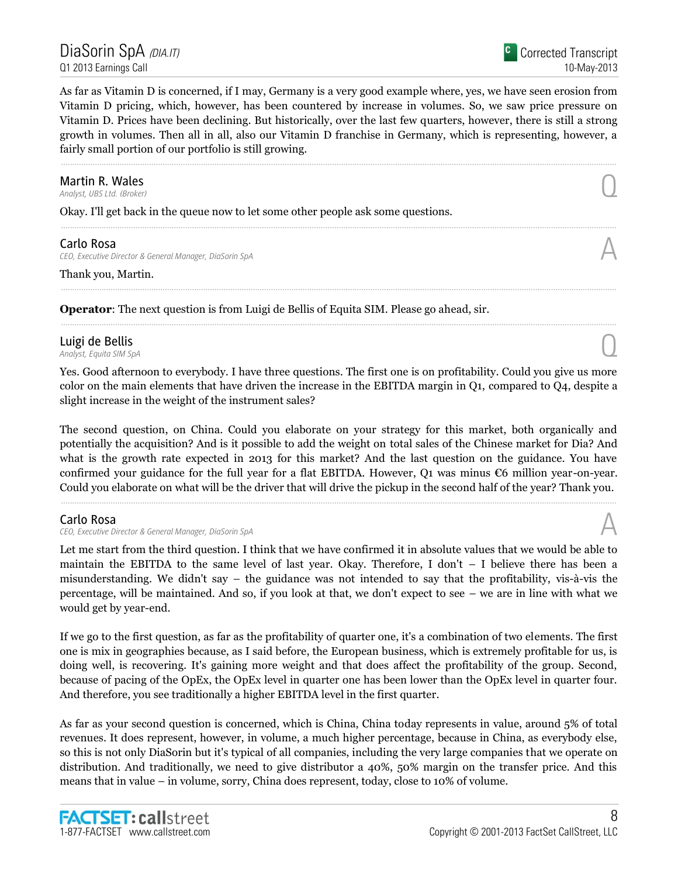As far as Vitamin D is concerned, if I may, Germany is a very good example where, yes, we have seen erosion from Vitamin D pricing, which, however, has been countered by increase in volumes. So, we saw price pressure on Vitamin D. Prices have been declining. But historically, over the last few quarters, however, there is still a strong growth in volumes. Then all in all, also our Vitamin D franchise in Germany, which is representing, however, a fairly small portion of our portfolio is still growing.

---

**Martin R. Wales**
*Analyst, UBS Ltd. (Broker)*

Q

Okay. I'll get back in the queue now to let some other people ask some questions.

---

**Carlo Rosa**
*CEO, Executive Director & General Manager, DiaSorin SpA*

A

Thank you, Martin.

---

**Operator**: The next question is from Luigi de Bellis of Equita SIM. Please go ahead, sir.

---

**Luigi de Bellis**
*Analyst, Equita SIM SpA*

Q

Yes. Good afternoon to everybody. I have three questions. The first one is on profitability. Could you give us more color on the main elements that have driven the increase in the EBITDA margin in Q1, compared to Q4, despite a slight increase in the weight of the instrument sales?

The second question, on China. Could you elaborate on your strategy for this market, both organically and potentially the acquisition? And is it possible to add the weight on total sales of the Chinese market for Dia? And what is the growth rate expected in 2013 for this market? And the last question on the guidance. You have confirmed your guidance for the full year for a flat EBITDA. However, Q1 was minus €6 million year-on-year. Could you elaborate on what will be the driver that will drive the pickup in the second half of the year? Thank you.

---

**Carlo Rosa**
*CEO, Executive Director & General Manager, DiaSorin SpA*

A

Let me start from the third question. I think that we have confirmed it in absolute values that we would be able to maintain the EBITDA to the same level of last year. Okay. Therefore, I don't – I believe there has been a misunderstanding. We didn't say – the guidance was not intended to say that the profitability, vis-à-vis the percentage, will be maintained. And so, if you look at that, we don't expect to see – we are in line with what we would get by year-end.

If we go to the first question, as far as the profitability of quarter one, it's a combination of two elements. The first one is mix in geographies because, as I said before, the European business, which is extremely profitable for us, is doing well, is recovering. It's gaining more weight and that does affect the profitability of the group. Second, because of pacing of the OpEx, the OpEx level in quarter one has been lower than the OpEx level in quarter four. And therefore, you see traditionally a higher EBITDA level in the first quarter.

As far as your second question is concerned, which is China, China today represents in value, around 5% of total revenues. It does represent, however, in volume, a much higher percentage, because in China, as everybody else, so this is not only DiaSorin but it's typical of all companies, including the very large companies that we operate on distribution. And traditionally, we need to give distributor a 40%, 50% margin on the transfer price. And this means that in value – in volume, sorry, China does represent, today, close to 10% of volume.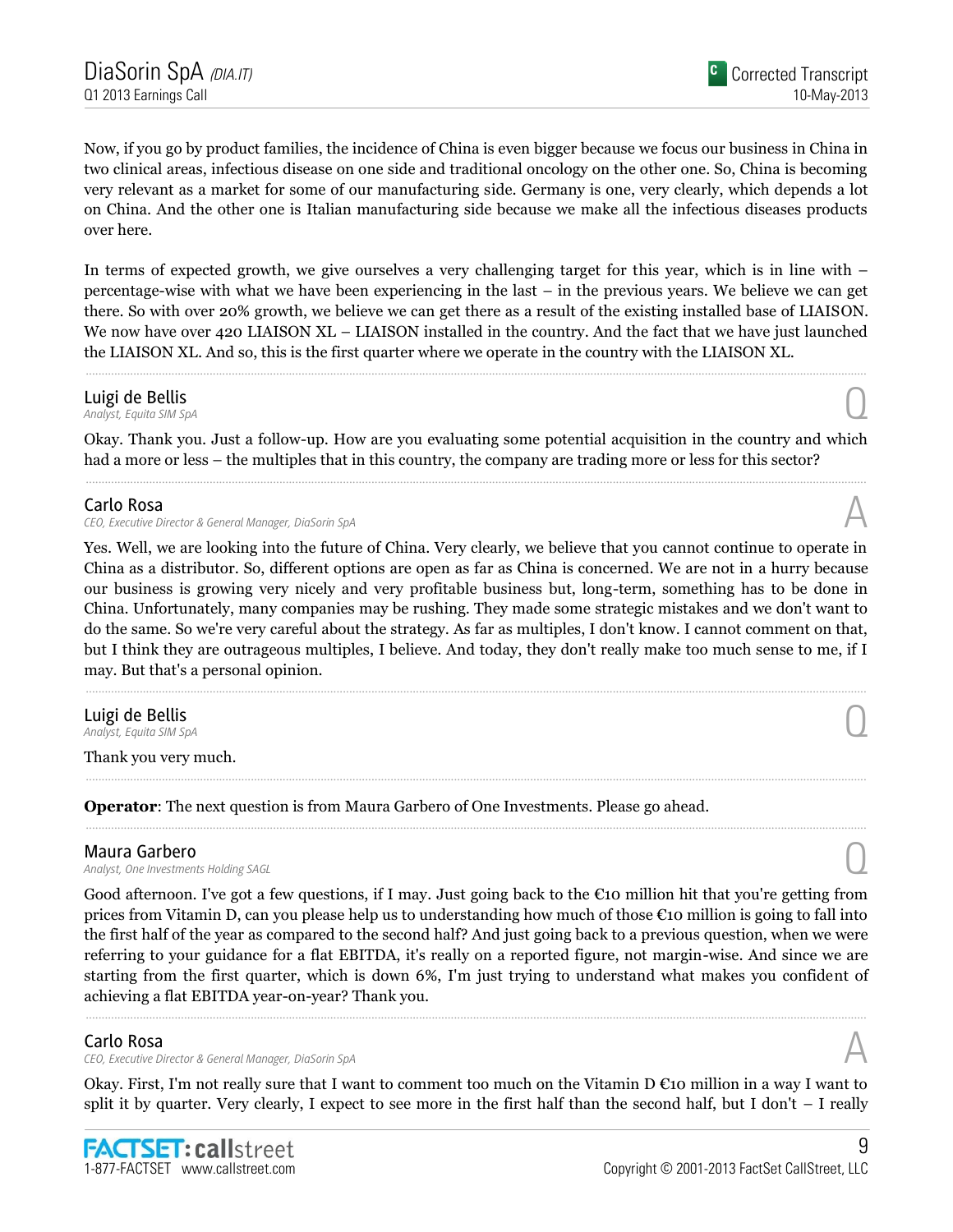Now, if you go by product families, the incidence of China is even bigger because we focus our business in China in two clinical areas, infectious disease on one side and traditional oncology on the other one. So, China is becoming very relevant as a market for some of our manufacturing side. Germany is one, very clearly, which depends a lot on China. And the other one is Italian manufacturing side because we make all the infectious diseases products over here.

In terms of expected growth, we give ourselves a very challenging target for this year, which is in line with – percentage-wise with what we have been experiencing in the last – in the previous years. We believe we can get there. So with over 20% growth, we believe we can get there as a result of the existing installed base of LIAISON. We now have over 420 LIAISON XL – LIAISON installed in the country. And the fact that we have just launched the LIAISON XL. And so, this is the first quarter where we operate in the country with the LIAISON XL.

---

**Luigi de Bellis**
*Analyst, Equita SIM SpA* — Q

Okay. Thank you. Just a follow-up. How are you evaluating some potential acquisition in the country and which had a more or less – the multiples that in this country, the company are trading more or less for this sector?

---

**Carlo Rosa**
*CEO, Executive Director & General Manager, DiaSorin SpA* — A

Yes. Well, we are looking into the future of China. Very clearly, we believe that you cannot continue to operate in China as a distributor. So, different options are open as far as China is concerned. We are not in a hurry because our business is growing very nicely and very profitable business but, long-term, something has to be done in China. Unfortunately, many companies may be rushing. They made some strategic mistakes and we don't want to do the same. So we're very careful about the strategy. As far as multiples, I don't know. I cannot comment on that, but I think they are outrageous multiples, I believe. And today, they don't really make too much sense to me, if I may. But that's a personal opinion.

---

**Luigi de Bellis**
*Analyst, Equita SIM SpA* — Q

Thank you very much.

---

**Operator**: The next question is from Maura Garbero of One Investments. Please go ahead.

---

**Maura Garbero**
*Analyst, One Investments Holding SAGL* — Q

Good afternoon. I've got a few questions, if I may. Just going back to the €10 million hit that you're getting from prices from Vitamin D, can you please help us to understanding how much of those €10 million is going to fall into the first half of the year as compared to the second half? And just going back to a previous question, when we were referring to your guidance for a flat EBITDA, it's really on a reported figure, not margin-wise. And since we are starting from the first quarter, which is down 6%, I'm just trying to understand what makes you confident of achieving a flat EBITDA year-on-year? Thank you.

---

**Carlo Rosa**
*CEO, Executive Director & General Manager, DiaSorin SpA* — A

Okay. First, I'm not really sure that I want to comment too much on the Vitamin D €10 million in a way I want to split it by quarter. Very clearly, I expect to see more in the first half than the second half, but I don't – I really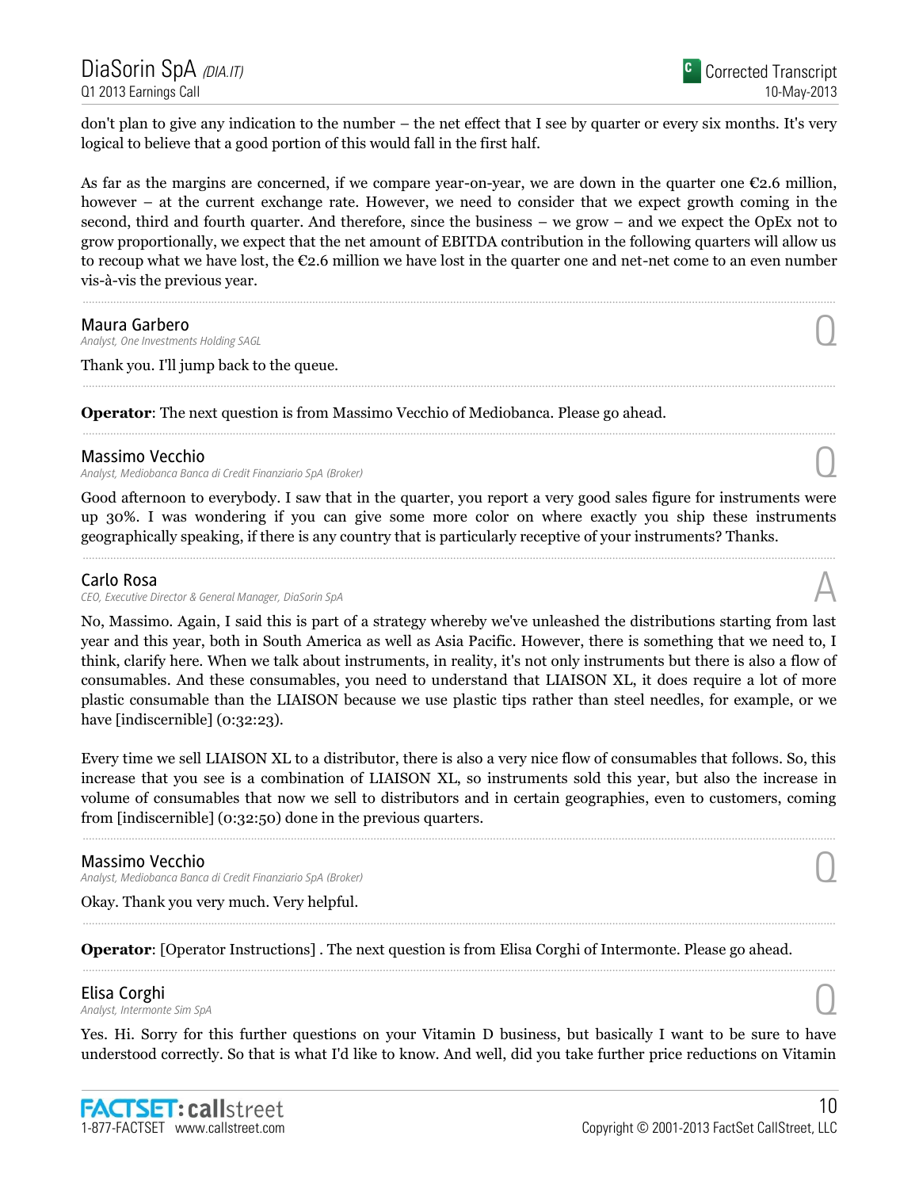don't plan to give any indication to the number – the net effect that I see by quarter or every six months. It's very logical to believe that a good portion of this would fall in the first half.

As far as the margins are concerned, if we compare year-on-year, we are down in the quarter one €2.6 million, however – at the current exchange rate. However, we need to consider that we expect growth coming in the second, third and fourth quarter. And therefore, since the business – we grow – and we expect the OpEx not to grow proportionally, we expect that the net amount of EBITDA contribution in the following quarters will allow us to recoup what we have lost, the €2.6 million we have lost in the quarter one and net-net come to an even number vis-à-vis the previous year.

---

**Maura Garbero**
*Analyst, One Investments Holding SAGL* — Q

Thank you. I'll jump back to the queue.

---

**Operator**: The next question is from Massimo Vecchio of Mediobanca. Please go ahead.

---

**Massimo Vecchio**
*Analyst, Mediobanca Banca di Credit Finanziario SpA (Broker)* — Q

Good afternoon to everybody. I saw that in the quarter, you report a very good sales figure for instruments were up 30%. I was wondering if you can give some more color on where exactly you ship these instruments geographically speaking, if there is any country that is particularly receptive of your instruments? Thanks.

---

**Carlo Rosa**
*CEO, Executive Director & General Manager, DiaSorin SpA* — A

No, Massimo. Again, I said this is part of a strategy whereby we've unleashed the distributions starting from last year and this year, both in South America as well as Asia Pacific. However, there is something that we need to, I think, clarify here. When we talk about instruments, in reality, it's not only instruments but there is also a flow of consumables. And these consumables, you need to understand that LIAISON XL, it does require a lot of more plastic consumable than the LIAISON because we use plastic tips rather than steel needles, for example, or we have [indiscernible] (0:32:23).

Every time we sell LIAISON XL to a distributor, there is also a very nice flow of consumables that follows. So, this increase that you see is a combination of LIAISON XL, so instruments sold this year, but also the increase in volume of consumables that now we sell to distributors and in certain geographies, even to customers, coming from [indiscernible] (0:32:50) done in the previous quarters.

---

**Massimo Vecchio**
*Analyst, Mediobanca Banca di Credit Finanziario SpA (Broker)* — Q

Okay. Thank you very much. Very helpful.

---

**Operator**: [Operator Instructions] . The next question is from Elisa Corghi of Intermonte. Please go ahead.

---

**Elisa Corghi**
*Analyst, Intermonte Sim SpA* — Q

Yes. Hi. Sorry for this further questions on your Vitamin D business, but basically I want to be sure to have understood correctly. So that is what I'd like to know. And well, did you take further price reductions on Vitamin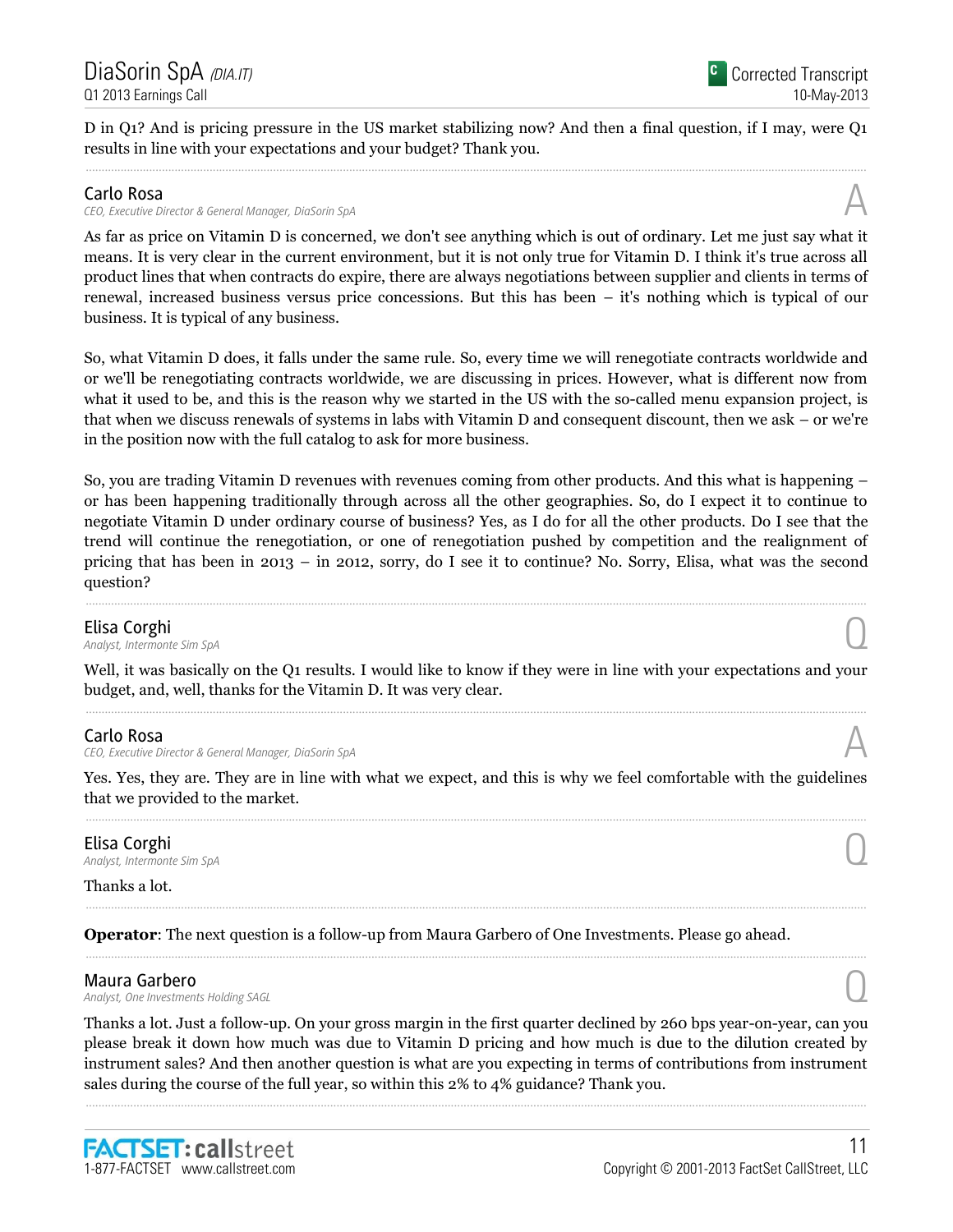D in Q1? And is pricing pressure in the US market stabilizing now? And then a final question, if I may, were Q1 results in line with your expectations and your budget? Thank you.

---

**Carlo Rosa**
*CEO, Executive Director & General Manager, DiaSorin SpA*

**A**

As far as price on Vitamin D is concerned, we don't see anything which is out of ordinary. Let me just say what it means. It is very clear in the current environment, but it is not only true for Vitamin D. I think it's true across all product lines that when contracts do expire, there are always negotiations between supplier and clients in terms of renewal, increased business versus price concessions. But this has been – it's nothing which is typical of our business. It is typical of any business.

So, what Vitamin D does, it falls under the same rule. So, every time we will renegotiate contracts worldwide and or we'll be renegotiating contracts worldwide, we are discussing in prices. However, what is different now from what it used to be, and this is the reason why we started in the US with the so-called menu expansion project, is that when we discuss renewals of systems in labs with Vitamin D and consequent discount, then we ask – or we're in the position now with the full catalog to ask for more business.

So, you are trading Vitamin D revenues with revenues coming from other products. And this what is happening – or has been happening traditionally through across all the other geographies. So, do I expect it to continue to negotiate Vitamin D under ordinary course of business? Yes, as I do for all the other products. Do I see that the trend will continue the renegotiation, or one of renegotiation pushed by competition and the realignment of pricing that has been in 2013 – in 2012, sorry, do I see it to continue? No. Sorry, Elisa, what was the second question?

---

**Elisa Corghi**
*Analyst, Intermonte Sim SpA*

**Q**

Well, it was basically on the Q1 results. I would like to know if they were in line with your expectations and your budget, and, well, thanks for the Vitamin D. It was very clear.

---

**Carlo Rosa**
*CEO, Executive Director & General Manager, DiaSorin SpA*

**A**

Yes. Yes, they are. They are in line with what we expect, and this is why we feel comfortable with the guidelines that we provided to the market.

---

**Elisa Corghi**
*Analyst, Intermonte Sim SpA*

**Q**

Thanks a lot.

---

**Operator**: The next question is a follow-up from Maura Garbero of One Investments. Please go ahead.

---

**Maura Garbero**
*Analyst, One Investments Holding SAGL*

**Q**

Thanks a lot. Just a follow-up. On your gross margin in the first quarter declined by 260 bps year-on-year, can you please break it down how much was due to Vitamin D pricing and how much is due to the dilution created by instrument sales? And then another question is what are you expecting in terms of contributions from instrument sales during the course of the full year, so within this 2% to 4% guidance? Thank you.

---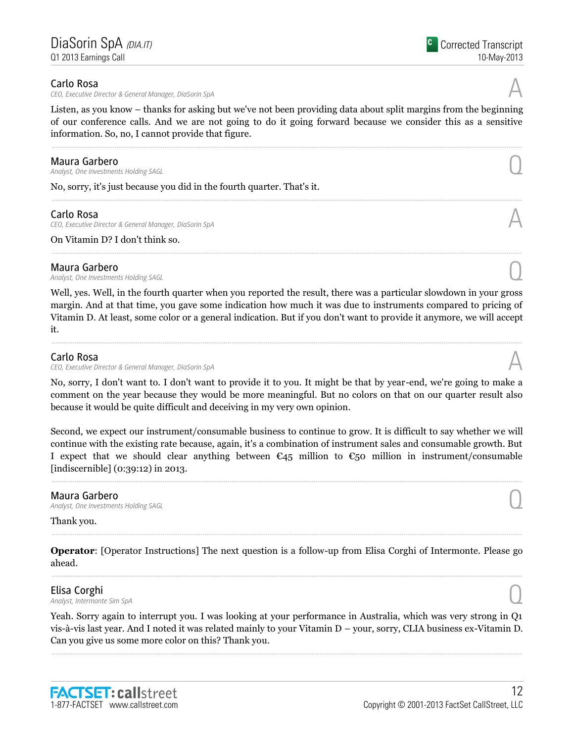**Carlo Rosa**
*CEO, Executive Director & General Manager, DiaSorin SpA*

A

Listen, as you know – thanks for asking but we've not been providing data about split margins from the beginning of our conference calls. And we are not going to do it going forward because we consider this as a sensitive information. So, no, I cannot provide that figure.

---

**Maura Garbero**
*Analyst, One Investments Holding SAGL*

Q

No, sorry, it's just because you did in the fourth quarter. That's it.

---

**Carlo Rosa**
*CEO, Executive Director & General Manager, DiaSorin SpA*

A

On Vitamin D? I don't think so.

---

**Maura Garbero**
*Analyst, One Investments Holding SAGL*

Q

Well, yes. Well, in the fourth quarter when you reported the result, there was a particular slowdown in your gross margin. And at that time, you gave some indication how much it was due to instruments compared to pricing of Vitamin D. At least, some color or a general indication. But if you don't want to provide it anymore, we will accept it.

---

**Carlo Rosa**
*CEO, Executive Director & General Manager, DiaSorin SpA*

A

No, sorry, I don't want to. I don't want to provide it to you. It might be that by year-end, we're going to make a comment on the year because they would be more meaningful. But no colors on that on our quarter result also because it would be quite difficult and deceiving in my very own opinion.

Second, we expect our instrument/consumable business to continue to grow. It is difficult to say whether we will continue with the existing rate because, again, it's a combination of instrument sales and consumable growth. But I expect that we should clear anything between €45 million to €50 million in instrument/consumable [indiscernible] (0:39:12) in 2013.

---

**Maura Garbero**
*Analyst, One Investments Holding SAGL*

Q

Thank you.

---

**Operator**: [Operator Instructions] The next question is a follow-up from Elisa Corghi of Intermonte. Please go ahead.

---

**Elisa Corghi**
*Analyst, Intermonte Sim SpA*

Q

Yeah. Sorry again to interrupt you. I was looking at your performance in Australia, which was very strong in Q1 vis-à-vis last year. And I noted it was related mainly to your Vitamin D – your, sorry, CLIA business ex-Vitamin D. Can you give us some more color on this? Thank you.

---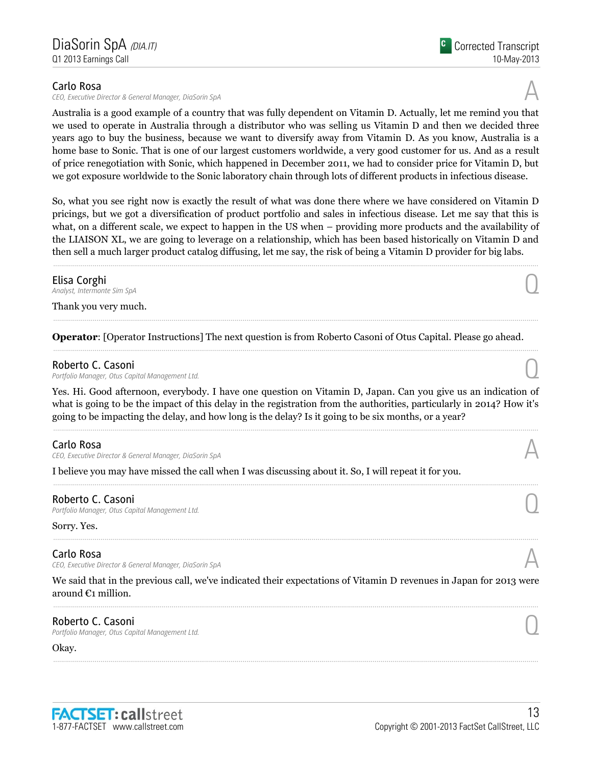**Carlo Rosa**
*CEO, Executive Director & General Manager, DiaSorin SpA*

A

Australia is a good example of a country that was fully dependent on Vitamin D. Actually, let me remind you that we used to operate in Australia through a distributor who was selling us Vitamin D and then we decided three years ago to buy the business, because we want to diversify away from Vitamin D. As you know, Australia is a home base to Sonic. That is one of our largest customers worldwide, a very good customer for us. And as a result of price renegotiation with Sonic, which happened in December 2011, we had to consider price for Vitamin D, but we got exposure worldwide to the Sonic laboratory chain through lots of different products in infectious disease.

So, what you see right now is exactly the result of what was done there where we have considered on Vitamin D pricings, but we got a diversification of product portfolio and sales in infectious disease. Let me say that this is what, on a different scale, we expect to happen in the US when – providing more products and the availability of the LIAISON XL, we are going to leverage on a relationship, which has been based historically on Vitamin D and then sell a much larger product catalog diffusing, let me say, the risk of being a Vitamin D provider for big labs.

---

**Elisa Corghi**
*Analyst, Intermonte Sim SpA*

Q

Thank you very much.

---

**Operator**: [Operator Instructions] The next question is from Roberto Casoni of Otus Capital. Please go ahead.

---

**Roberto C. Casoni**
*Portfolio Manager, Otus Capital Management Ltd.*

Q

Yes. Hi. Good afternoon, everybody. I have one question on Vitamin D, Japan. Can you give us an indication of what is going to be the impact of this delay in the registration from the authorities, particularly in 2014? How it's going to be impacting the delay, and how long is the delay? Is it going to be six months, or a year?

---

**Carlo Rosa**
*CEO, Executive Director & General Manager, DiaSorin SpA*

A

I believe you may have missed the call when I was discussing about it. So, I will repeat it for you.

---

**Roberto C. Casoni**
*Portfolio Manager, Otus Capital Management Ltd.*

Q

Sorry. Yes.

---

**Carlo Rosa**
*CEO, Executive Director & General Manager, DiaSorin SpA*

A

We said that in the previous call, we've indicated their expectations of Vitamin D revenues in Japan for 2013 were around €1 million.

---

**Roberto C. Casoni**
*Portfolio Manager, Otus Capital Management Ltd.*

Q

Okay.

---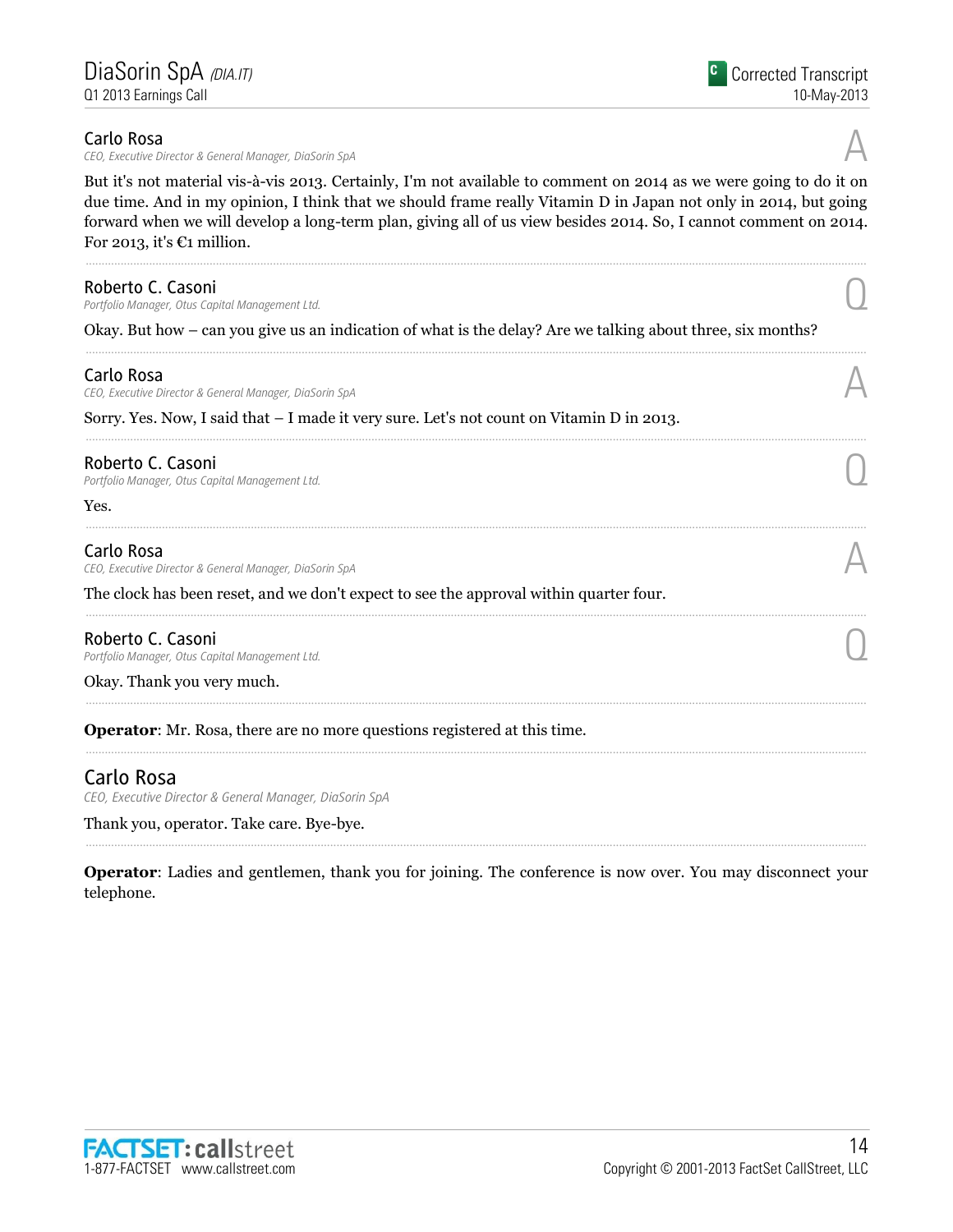**Carlo Rosa**
*CEO, Executive Director & General Manager, DiaSorin SpA*

A

But it's not material vis-à-vis 2013. Certainly, I'm not available to comment on 2014 as we were going to do it on due time. And in my opinion, I think that we should frame really Vitamin D in Japan not only in 2014, but going forward when we will develop a long-term plan, giving all of us view besides 2014. So, I cannot comment on 2014. For 2013, it's €1 million.

---

**Roberto C. Casoni**
*Portfolio Manager, Otus Capital Management Ltd.*

Q

Okay. But how – can you give us an indication of what is the delay? Are we talking about three, six months?

---

**Carlo Rosa**
*CEO, Executive Director & General Manager, DiaSorin SpA*

A

Sorry. Yes. Now, I said that – I made it very sure. Let's not count on Vitamin D in 2013.

---

**Roberto C. Casoni**
*Portfolio Manager, Otus Capital Management Ltd.*

Q

Yes.

---

**Carlo Rosa**
*CEO, Executive Director & General Manager, DiaSorin SpA*

A

The clock has been reset, and we don't expect to see the approval within quarter four.

---

**Roberto C. Casoni**
*Portfolio Manager, Otus Capital Management Ltd.*

Q

Okay. Thank you very much.

---

**Operator**: Mr. Rosa, there are no more questions registered at this time.

---

**Carlo Rosa**
*CEO, Executive Director & General Manager, DiaSorin SpA*

Thank you, operator. Take care. Bye-bye.

---

**Operator**: Ladies and gentlemen, thank you for joining. The conference is now over. You may disconnect your telephone.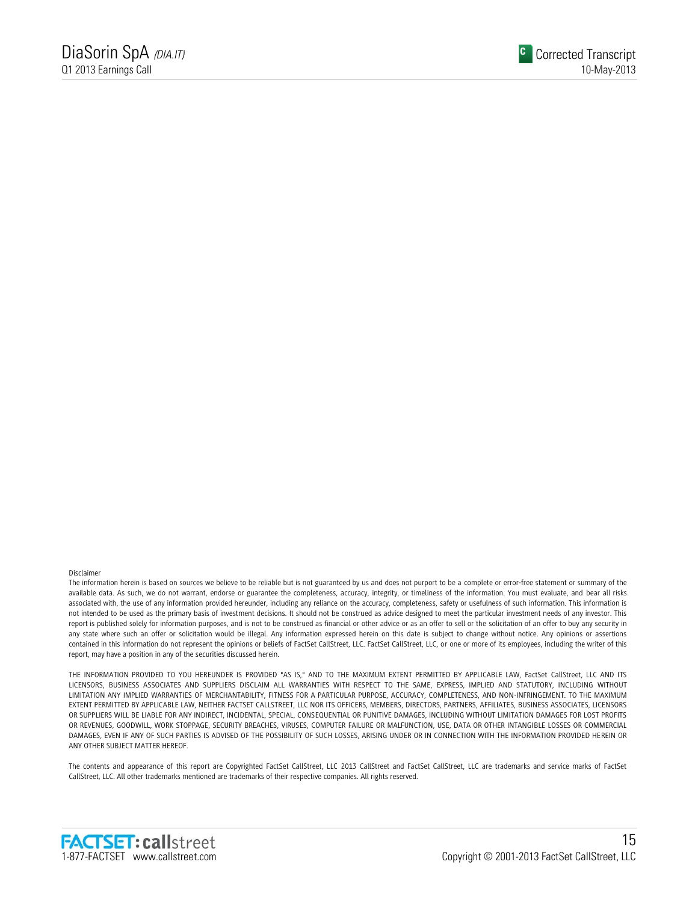Disclaimer

The information herein is based on sources we believe to be reliable but is not guaranteed by us and does not purport to be a complete or error-free statement or summary of the available data. As such, we do not warrant, endorse or guarantee the completeness, accuracy, integrity, or timeliness of the information. You must evaluate, and bear all risks associated with, the use of any information provided hereunder, including any reliance on the accuracy, completeness, safety or usefulness of such information. This information is not intended to be used as the primary basis of investment decisions. It should not be construed as advice designed to meet the particular investment needs of any investor. This report is published solely for information purposes, and is not to be construed as financial or other advice or as an offer to sell or the solicitation of an offer to buy any security in any state where such an offer or solicitation would be illegal. Any information expressed herein on this date is subject to change without notice. Any opinions or assertions contained in this information do not represent the opinions or beliefs of FactSet CallStreet, LLC. FactSet CallStreet, LLC, or one or more of its employees, including the writer of this report, may have a position in any of the securities discussed herein.

THE INFORMATION PROVIDED TO YOU HEREUNDER IS PROVIDED "AS IS," AND TO THE MAXIMUM EXTENT PERMITTED BY APPLICABLE LAW, FactSet CallStreet, LLC AND ITS LICENSORS, BUSINESS ASSOCIATES AND SUPPLIERS DISCLAIM ALL WARRANTIES WITH RESPECT TO THE SAME, EXPRESS, IMPLIED AND STATUTORY, INCLUDING WITHOUT LIMITATION ANY IMPLIED WARRANTIES OF MERCHANTABILITY, FITNESS FOR A PARTICULAR PURPOSE, ACCURACY, COMPLETENESS, AND NON-INFRINGEMENT. TO THE MAXIMUM EXTENT PERMITTED BY APPLICABLE LAW, NEITHER FACTSET CALLSTREET, LLC NOR ITS OFFICERS, MEMBERS, DIRECTORS, PARTNERS, AFFILIATES, BUSINESS ASSOCIATES, LICENSORS OR SUPPLIERS WILL BE LIABLE FOR ANY INDIRECT, INCIDENTAL, SPECIAL, CONSEQUENTIAL OR PUNITIVE DAMAGES, INCLUDING WITHOUT LIMITATION DAMAGES FOR LOST PROFITS OR REVENUES, GOODWILL, WORK STOPPAGE, SECURITY BREACHES, VIRUSES, COMPUTER FAILURE OR MALFUNCTION, USE, DATA OR OTHER INTANGIBLE LOSSES OR COMMERCIAL DAMAGES, EVEN IF ANY OF SUCH PARTIES IS ADVISED OF THE POSSIBILITY OF SUCH LOSSES, ARISING UNDER OR IN CONNECTION WITH THE INFORMATION PROVIDED HEREIN OR ANY OTHER SUBJECT MATTER HEREOF.

The contents and appearance of this report are Copyrighted FactSet CallStreet, LLC 2013 CallStreet and FactSet CallStreet, LLC are trademarks and service marks of FactSet CallStreet, LLC. All other trademarks mentioned are trademarks of their respective companies. All rights reserved.